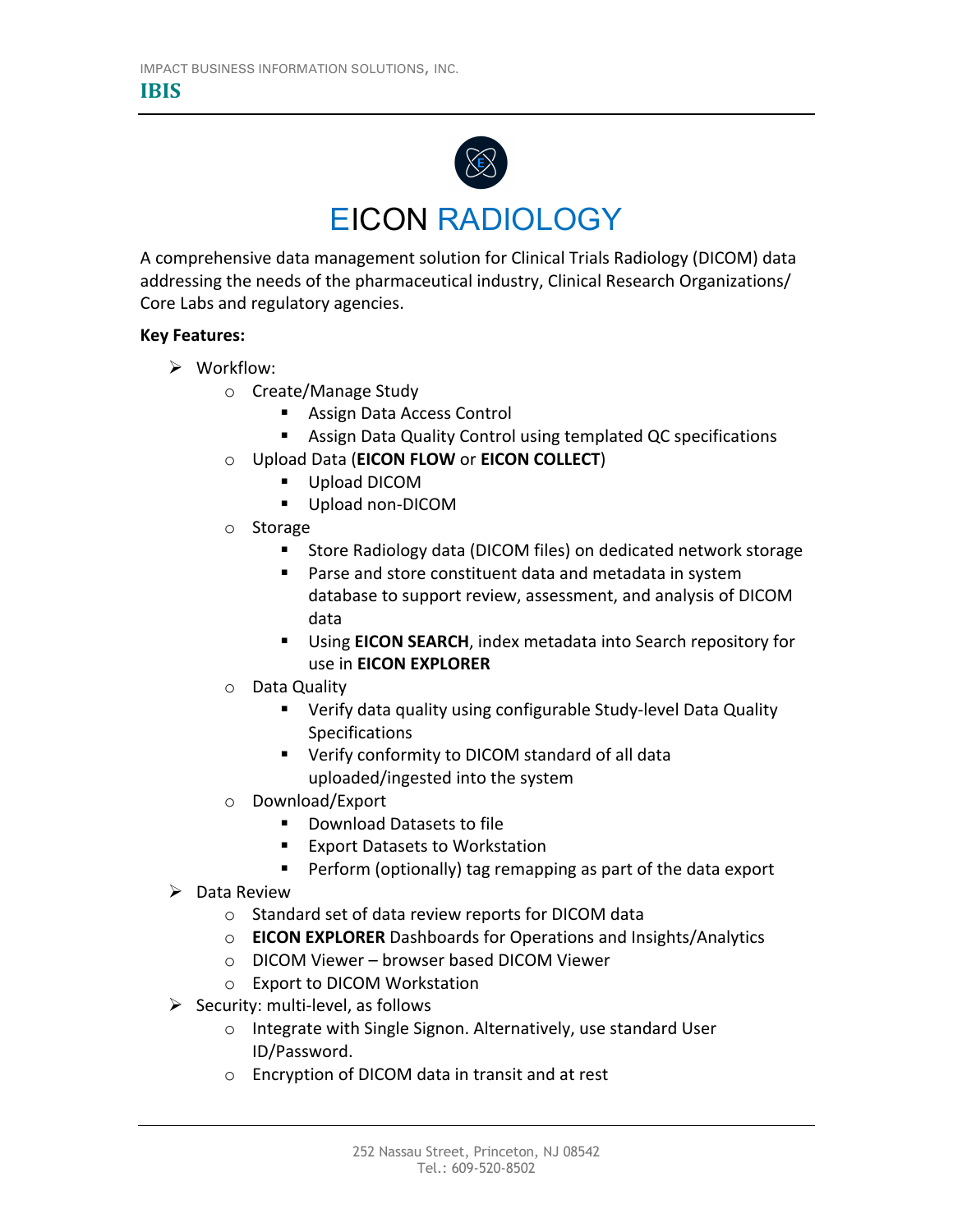IMPACT BUSINESS INFORMATION SOLUTIONS, INC.

**IBIS**

# EICON RADIOLOGY

A comprehensive data management solution for Clinical Trials Radiology (DICOM) data addressing the needs of the pharmaceutical industry, Clinical Research Organizations/ Core Labs and regulatory agencies.

**Key Features:**

- Workflow:
  - Create/Manage Study
    - Assign Data Access Control
    - Assign Data Quality Control using templated QC specifications
  - Upload Data (**EICON FLOW** or **EICON COLLECT**)
    - Upload DICOM
    - Upload non-DICOM
  - Storage
    - Store Radiology data (DICOM files) on dedicated network storage
    - Parse and store constituent data and metadata in system database to support review, assessment, and analysis of DICOM data
    - Using **EICON SEARCH**, index metadata into Search repository for use in **EICON EXPLORER**
  - Data Quality
    - Verify data quality using configurable Study-level Data Quality Specifications
    - Verify conformity to DICOM standard of all data uploaded/ingested into the system
  - Download/Export
    - Download Datasets to file
    - Export Datasets to Workstation
    - Perform (optionally) tag remapping as part of the data export
- Data Review
  - Standard set of data review reports for DICOM data
  - **EICON EXPLORER** Dashboards for Operations and Insights/Analytics
  - DICOM Viewer – browser based DICOM Viewer
  - Export to DICOM Workstation
- Security: multi-level, as follows
  - Integrate with Single Signon. Alternatively, use standard User ID/Password.
  - Encryption of DICOM data in transit and at rest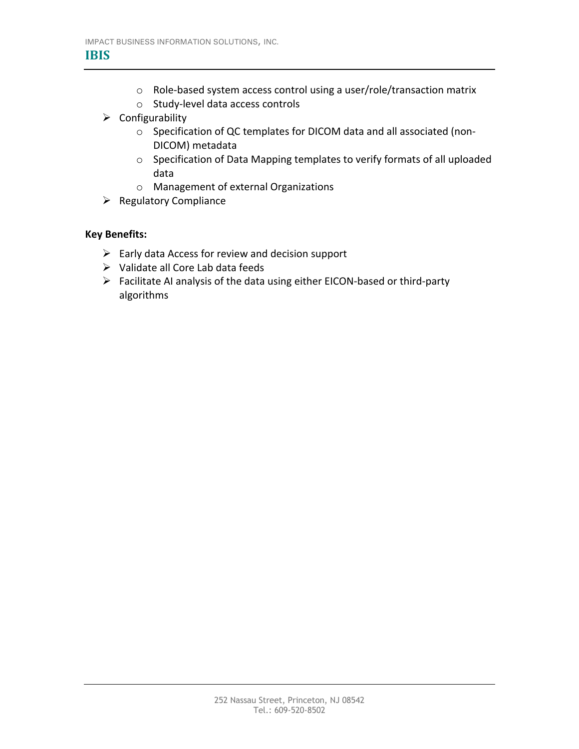- Role-based system access control using a user/role/transaction matrix
  - Study-level data access controls
- Configurability
  - Specification of QC templates for DICOM data and all associated (non-DICOM) metadata
  - Specification of Data Mapping templates to verify formats of all uploaded data
  - Management of external Organizations
- Regulatory Compliance

**Key Benefits:**

- Early data Access for review and decision support
- Validate all Core Lab data feeds
- Facilitate AI analysis of the data using either EICON-based or third-party algorithms